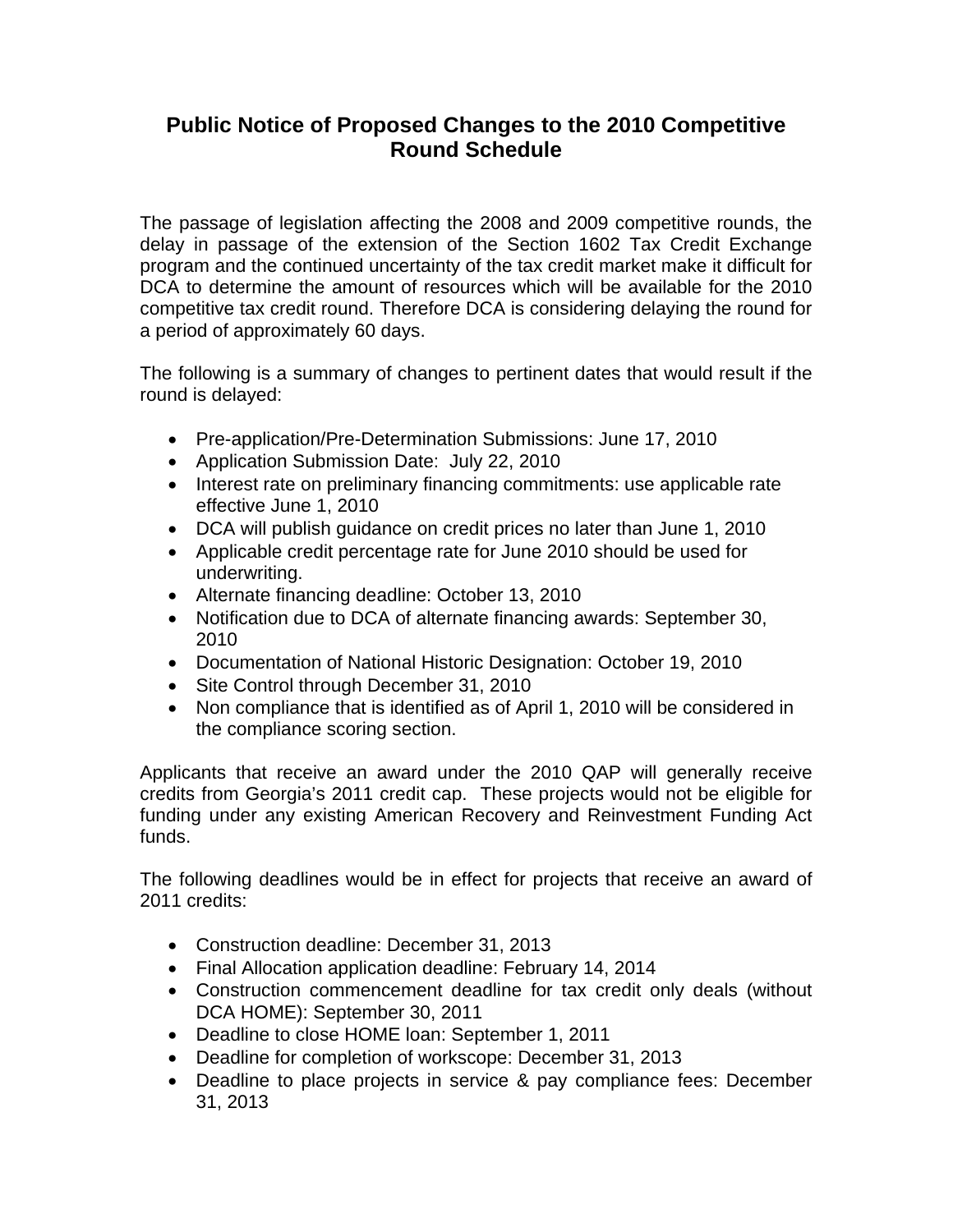# Public Notice of Proposed Changes to the 2010 Competitive Round Schedule

The passage of legislation affecting the 2008 and 2009 competitive rounds, the delay in passage of the extension of the Section 1602 Tax Credit Exchange program and the continued uncertainty of the tax credit market make it difficult for DCA to determine the amount of resources which will be available for the 2010 competitive tax credit round. Therefore DCA is considering delaying the round for a period of approximately 60 days.

The following is a summary of changes to pertinent dates that would result if the round is delayed:

- Pre-application/Pre-Determination Submissions: June 17, 2010
- Application Submission Date: July 22, 2010
- Interest rate on preliminary financing commitments: use applicable rate effective June 1, 2010
- DCA will publish guidance on credit prices no later than June 1, 2010
- Applicable credit percentage rate for June 2010 should be used for underwriting.
- Alternate financing deadline: October 13, 2010
- Notification due to DCA of alternate financing awards: September 30, 2010
- Documentation of National Historic Designation: October 19, 2010
- Site Control through December 31, 2010
- Non compliance that is identified as of April 1, 2010 will be considered in the compliance scoring section.

Applicants that receive an award under the 2010 QAP will generally receive credits from Georgia's 2011 credit cap. These projects would not be eligible for funding under any existing American Recovery and Reinvestment Funding Act funds.

The following deadlines would be in effect for projects that receive an award of 2011 credits:

- Construction deadline: December 31, 2013
- Final Allocation application deadline: February 14, 2014
- Construction commencement deadline for tax credit only deals (without DCA HOME): September 30, 2011
- Deadline to close HOME loan: September 1, 2011
- Deadline for completion of workscope: December 31, 2013
- Deadline to place projects in service & pay compliance fees: December 31, 2013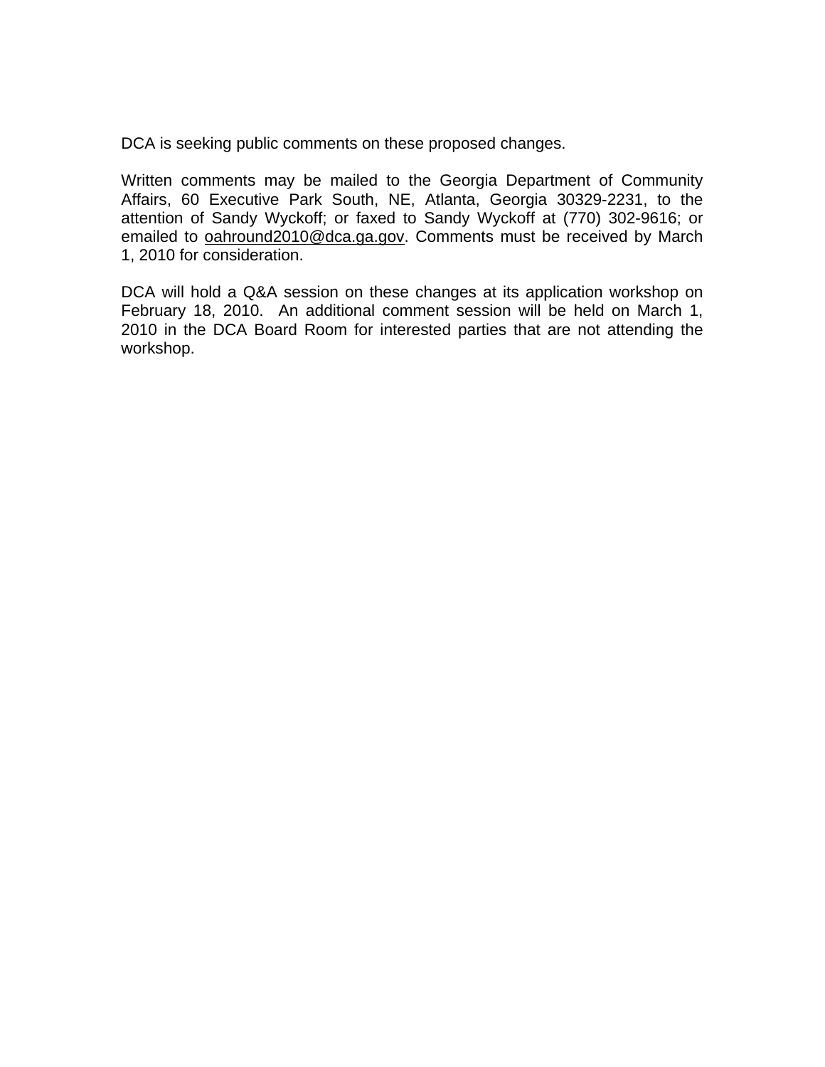DCA is seeking public comments on these proposed changes.

Written comments may be mailed to the Georgia Department of Community Affairs, 60 Executive Park South, NE, Atlanta, Georgia 30329-2231, to the attention of Sandy Wyckoff; or faxed to Sandy Wyckoff at (770) 302-9616; or emailed to oahround2010@dca.ga.gov. Comments must be received by March 1, 2010 for consideration.

DCA will hold a Q&A session on these changes at its application workshop on February 18, 2010. An additional comment session will be held on March 1, 2010 in the DCA Board Room for interested parties that are not attending the workshop.